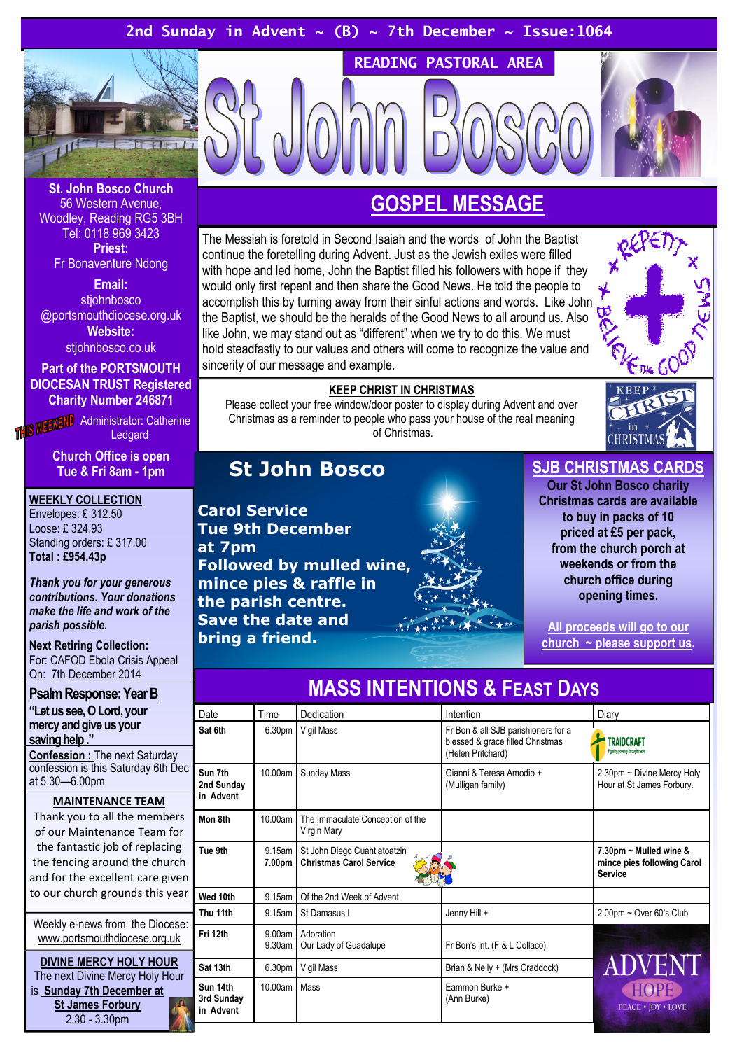2nd Sunday in Advent ~ (B) ~ 7th December ~ Issue:1064

READING PASTORAL AREA

# St John Bosco

**St. John Bosco Church**
56 Western Avenue,
Woodley, Reading RG5 3BH
Tel: 0118 969 3423

**Priest:**
Fr Bonaventure Ndong

**Email:**
stjohnbosco
@portsmouthdiocese.org.uk

**Website:**
stjohnbosco.co.uk

**Part of the PORTSMOUTH DIOCESAN TRUST Registered Charity Number 246871**

THIS WEEKEND Administrator: Catherine Ledgard

**Church Office is open Tue & Fri 8am - 1pm**

**WEEKLY COLLECTION**
Envelopes: £ 312.50
Loose: £ 324.93
Standing orders: £ 317.00
**Total : £954.43p**

***Thank you for your generous contributions. Your donations make the life and work of the parish possible.***

**Next Retiring Collection:**
For: CAFOD Ebola Crisis Appeal
On: 7th December 2014

**Psalm Response: Year B**
**"Let us see, O Lord, your mercy and give us your saving help ."**

**Confession :** The next Saturday confession is this Saturday 6th Dec at 5.30—6.00pm

**MAINTENANCE TEAM**
Thank you to all the members of our Maintenance Team for the fantastic job of replacing the fencing around the church and for the excellent care given to our church grounds this year

Weekly e-news from the Diocese: www.portsmouthdiocese.org.uk

**DIVINE MERCY HOLY HOUR**
The next Divine Mercy Holy Hour is **Sunday 7th December at St James Forbury**
2.30 - 3.30pm

## GOSPEL MESSAGE

The Messiah is foretold in Second Isaiah and the words of John the Baptist continue the foretelling during Advent. Just as the Jewish exiles were filled with hope and led home, John the Baptist filled his followers with hope if they would only first repent and then share the Good News. He told the people to accomplish this by turning away from their sinful actions and words. Like John the Baptist, we should be the heralds of the Good News to all around us. Also like John, we may stand out as "different" when we try to do this. We must hold steadfastly to our values and others will come to recognize the value and sincerity of our message and example.

**KEEP CHRIST IN CHRISTMAS**
Please collect your free window/door poster to display during Advent and over Christmas as a reminder to people who pass your house of the real meaning of Christmas.

## St John Bosco

**Carol Service**
**Tue 9th December**
**at 7pm**
**Followed by mulled wine, mince pies & raffle in the parish centre.**
**Save the date and bring a friend.**

**SJB CHRISTMAS CARDS**
**Our St John Bosco charity Christmas cards are available to buy in packs of 10 priced at £5 per pack, from the church porch at weekends or from the church office during opening times.**

**All proceeds will go to our church ~ please support us.**

## MASS INTENTIONS & FEAST DAYS

| Date | Time | Dedication | Intention | Diary |
|---|---|---|---|---|
| **Sat 6th** | 6.30pm | Vigil Mass | Fr Bon & all SJB parishioners for a blessed & grace filled Christmas (Helen Pritchard) | TRAIDCRAFT |
| **Sun 7th 2nd Sunday in Advent** | 10.00am | Sunday Mass | Gianni & Teresa Amodio + (Mulligan family) | 2.30pm ~ Divine Mercy Holy Hour at St James Forbury. |
| **Mon 8th** | 10.00am | The Immaculate Conception of the Virgin Mary | | |
| **Tue 9th** | 9.15am **7.00pm** | St John Diego Cuahtlatoatzin **Christmas Carol Service** | | **7.30pm ~ Mulled wine & mince pies following Carol Service** |
| **Wed 10th** | 9.15am | Of the 2nd Week of Advent | | |
| **Thu 11th** | 9.15am | St Damasus I | Jenny Hill + | 2.00pm ~ Over 60's Club |
| **Fri 12th** | 9.00am 9.30am | Adoration Our Lady of Guadalupe | Fr Bon's int. (F & L Collaco) | ADVENT HOPE PEACE • JOY • LOVE |
| **Sat 13th** | 6.30pm | Vigil Mass | Brian & Nelly + (Mrs Craddock) | |
| **Sun 14th 3rd Sunday in Advent** | 10.00am | Mass | Eammon Burke + (Ann Burke) | |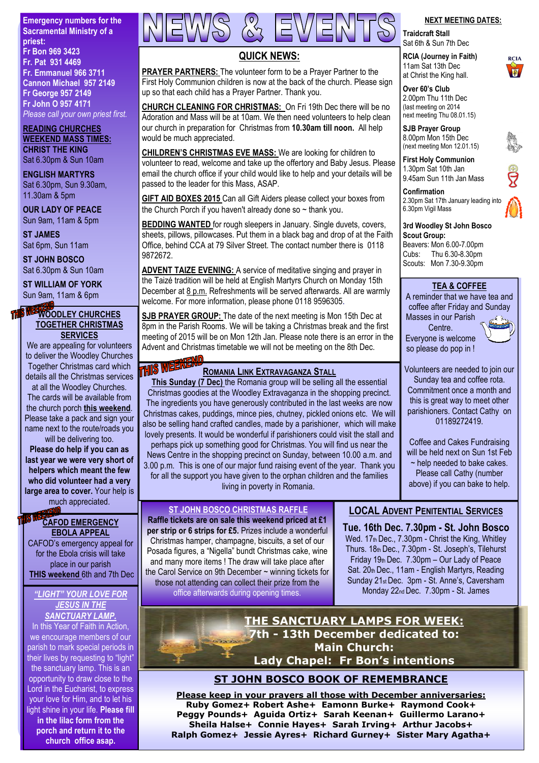**Emergency numbers for the Sacramental Ministry of a priest:**
**Fr Bon 969 3423**
**Fr. Pat 931 4469**
**Fr. Emmanuel 966 3711**
**Cannon Michael 957 2149**
**Fr George 957 2149**
**Fr John O 957 4171**
*Please call your own priest first.*

**READING CHURCHES WEEKEND MASS TIMES:**

**CHRIST THE KING**
Sat 6.30pm & Sun 10am

**ENGLISH MARTYRS**
Sat 6.30pm, Sun 9.30am, 11.30am & 5pm

**OUR LADY OF PEACE**
Sun 9am, 11am & 5pm

**ST JAMES**
Sat 6pm, Sun 11am

**ST JOHN BOSCO**
Sat 6.30pm & Sun 10am

**ST WILLIAM OF YORK**
Sun 9am, 11am & 6pm

THIS WEEKEND

**WOODLEY CHURCHES TOGETHER CHRISTMAS SERVICES**

We are appealing for volunteers to deliver the Woodley Churches Together Christmas card which details all the Christmas services at all the Woodley Churches. The cards will be available from the church porch **this weekend**. Please take a pack and sign your name next to the route/roads you will be delivering too. **Please do help if you can as last year we were very short of helpers which meant the few who did volunteer had a very large area to cover.** Your help is much appreciated.

THIS WEEKEND

**CAFOD EMERGENCY EBOLA APPEAL**

CAFOD's emergency appeal for for the Ebola crisis will take place in our parish **THIS weekend** 6th and 7th Dec

***"LIGHT" YOUR LOVE FOR JESUS IN THE SANCTUARY LAMP.***

In this Year of Faith in Action, we encourage members of our parish to mark special periods in their lives by requesting to "light" the sanctuary lamp. This is an opportunity to draw close to the Lord in the Eucharist, to express your love for Him, and to let his light shine in your life. **Please fill in the lilac form from the porch and return it to the church office asap.**

# NEWS & EVENTS

## QUICK NEWS:

**PRAYER PARTNERS:** The volunteer form to be a Prayer Partner to the First Holy Communion children is now at the back of the church. Please sign up so that each child has a Prayer Partner. Thank you.

**CHURCH CLEANING FOR CHRISTMAS:** On Fri 19th Dec there will be no Adoration and Mass will be at 10am. We then need volunteers to help clean our church in preparation for Christmas from **10.30am till noon.** All help would be much appreciated.

**CHILDREN'S CHRISTMAS EVE MASS:** We are looking for children to volunteer to read, welcome and take up the offertory and Baby Jesus. Please email the church office if your child would like to help and your details will be passed to the leader for this Mass, ASAP.

**GIFT AID BOXES 2015** Can all Gift Aiders please collect your boxes from the Church Porch if you haven't already done so ~ thank you.

**BEDDING WANTED** for rough sleepers in January. Single duvets, covers, sheets, pillows, pillowcases. Put them in a black bag and drop of at the Faith Office, behind CCA at 79 Silver Street. The contact number there is 0118 9872672.

**ADVENT TAIZE EVENING:** A service of meditative singing and prayer in the Taizé tradition will be held at English Martyrs Church on Monday 15th December at 8 p.m. Refreshments will be served afterwards. All are warmly welcome. For more information, please phone 0118 9596305.

**SJB PRAYER GROUP:** The date of the next meeting is Mon 15th Dec at 8pm in the Parish Rooms. We will be taking a Christmas break and the first meeting of 2015 will be on Mon 12th Jan. Please note there is an error in the Advent and Christmas timetable we will not be meeting on the 8th Dec.

THIS WEEKEND

**ROMANIA LINK EXTRAVAGANZA STALL**

**This Sunday (7 Dec)** the Romania group will be selling all the essential Christmas goodies at the Woodley Extravaganza in the shopping precinct. The ingredients you have generously contributed in the last weeks are now Christmas cakes, puddings, mince pies, chutney, pickled onions etc. We will also be selling hand crafted candles, made by a parishioner, which will make lovely presents. It would be wonderful if parishioners could visit the stall and perhaps pick up something good for Christmas. You will find us near the News Centre in the shopping precinct on Sunday, between 10.00 a.m. and 3.00 p.m. This is one of our major fund raising event of the year. Thank you for all the support you have given to the orphan children and the families living in poverty in Romania.

**ST JOHN BOSCO CHRISTMAS RAFFLE**

**Raffle tickets are on sale this weekend priced at £1 per strip or 6 strips for £5.** Prizes include a wonderful Christmas hamper, champagne, biscuits, a set of our Posada figures, a "Nigella" bundt Christmas cake, wine and many more items ! The draw will take place after the Carol Service on 9th December ~ winning tickets for those not attending can collect their prize from the office afterwards during opening times.

**LOCAL ADVENT PENITENTIAL SERVICES**

**Tue. 16th Dec. 7.30pm - St. John Bosco**
Wed. 17th Dec., 7.30pm - Christ the King, Whitley
Thurs. 18th Dec., 7.30pm - St. Joseph's, Tilehurst
Friday 19th Dec. 7.30pm – Our Lady of Peace
Sat. 20th Dec., 11am - English Martyrs, Reading
Sunday 21st Dec. 3pm - St. Anne's, Caversham
Monday 22nd Dec. 7.30pm - St. James

**NEXT MEETING DATES:**

**Traidcraft Stall**
Sat 6th & Sun 7th Dec

**RCIA (Journey in Faith)**
11am Sat 13th Dec
at Christ the King hall.

**Over 60's Club**
2.00pm Thu 11th Dec
(last meeting on 2014 next meeting Thu 08.01.15)

**SJB Prayer Group**
8.00pm Mon 15th Dec
(next meeting Mon 12.01.15)

**First Holy Communion**
1.30pm Sat 10th Jan
9.45am Sun 11th Jan Mass

**Confirmation**
2.30pm Sat 17th January leading into 6.30pm Vigil Mass

**3rd Woodley St John Bosco Scout Group:**
Beavers: Mon 6.00-7.00pm
Cubs: Thu 6.30-8.30pm
Scouts: Mon 7.30-9.30pm

**TEA & COFFEE**

A reminder that we have tea and coffee after Friday and Sunday Masses in our Parish Centre.
Everyone is welcome so please do pop in !

Volunteers are needed to join our Sunday tea and coffee rota. Commitment once a month and this is great way to meet other parishioners. Contact Cathy on 01189272419.

Coffee and Cakes Fundraising will be held next on Sun 1st Feb ~ help needed to bake cakes. Please call Cathy (number above) if you can bake to help.

**THE SANCTUARY LAMPS FOR WEEK:**
**7th - 13th December dedicated to:**
**Main Church:**
**Lady Chapel: Fr Bon's intentions**

**ST JOHN BOSCO BOOK OF REMEMBRANCE**

**Please keep in your prayers all those with December anniversaries:**
**Ruby Gomez+ Robert Ashe+ Eamonn Burke+ Raymond Cook+ Peggy Pounds+ Aguida Ortiz+ Sarah Keenan+ Guillermo Larano+ Sheila Halse+ Connie Hayes+ Sarah Irving+ Arthur Jacobs+ Ralph Gomez+ Jessie Ayres+ Richard Gurney+ Sister Mary Agatha+**